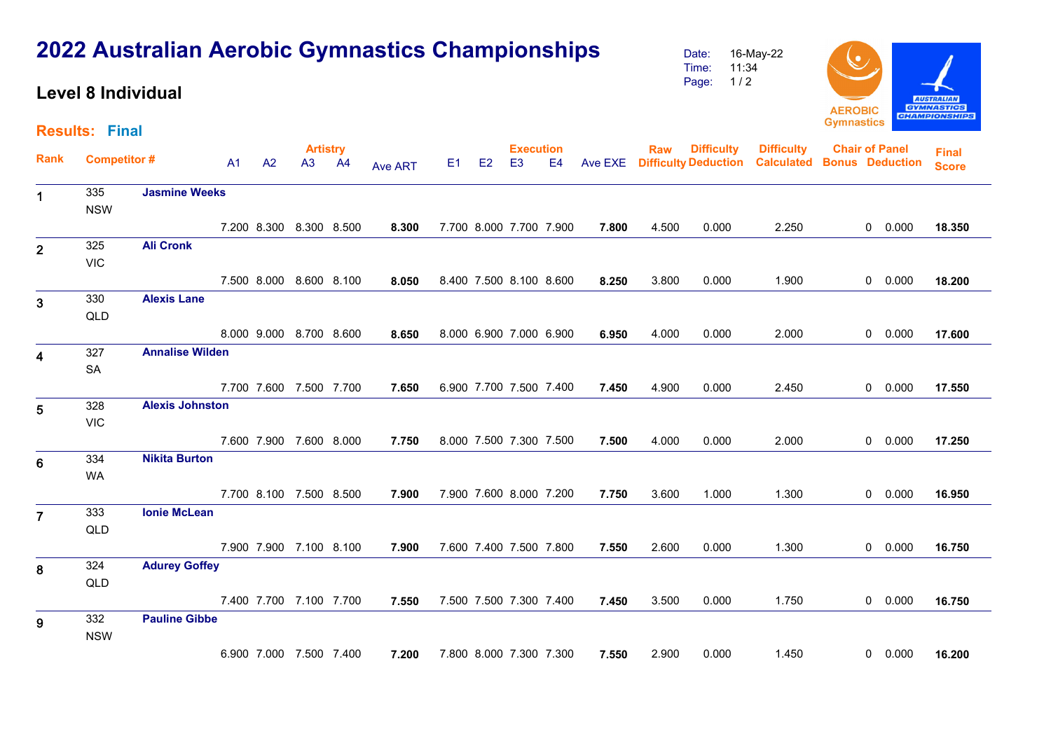# 2022 Australian Aerobic Gymnastics Championships

## Level 8 Individual

Date: 16-May-22
Time: 11:34

**Results: Final**

| Rank | Competitor # | | Artistry A1 | A2 | A3 | A4 | Ave ART | Execution E1 | E2 | E3 | E4 | Ave EXE | Raw Difficulty | Difficulty Deduction | Difficulty Calculated | Chair of Panel Bonus | Deduction | Final Score |
|---|---|---|---|---|---|---|---|---|---|---|---|---|---|---|---|---|---|---|
| 1 | 335 NSW | Jasmine Weeks | 7.200 | 8.300 | 8.300 | 8.500 | **8.300** | 7.700 | 8.000 | 7.700 | 7.900 | **7.800** | 4.500 | 0.000 | 2.250 | 0 | 0.000 | **18.350** |
| 2 | 325 VIC | Ali Cronk | 7.500 | 8.000 | 8.600 | 8.100 | **8.050** | 8.400 | 7.500 | 8.100 | 8.600 | **8.250** | 3.800 | 0.000 | 1.900 | 0 | 0.000 | **18.200** |
| 3 | 330 QLD | Alexis Lane | 8.000 | 9.000 | 8.700 | 8.600 | **8.650** | 8.000 | 6.900 | 7.000 | 6.900 | **6.950** | 4.000 | 0.000 | 2.000 | 0 | 0.000 | **17.600** |
| 4 | 327 SA | Annalise Wilden | 7.700 | 7.600 | 7.500 | 7.700 | **7.650** | 6.900 | 7.700 | 7.500 | 7.400 | **7.450** | 4.900 | 0.000 | 2.450 | 0 | 0.000 | **17.550** |
| 5 | 328 VIC | Alexis Johnston | 7.600 | 7.900 | 7.600 | 8.000 | **7.750** | 8.000 | 7.500 | 7.300 | 7.500 | **7.500** | 4.000 | 0.000 | 2.000 | 0 | 0.000 | **17.250** |
| 6 | 334 WA | Nikita Burton | 7.700 | 8.100 | 7.500 | 8.500 | **7.900** | 7.900 | 7.600 | 8.000 | 7.200 | **7.750** | 3.600 | 1.000 | 1.300 | 0 | 0.000 | **16.950** |
| 7 | 333 QLD | Ionie McLean | 7.900 | 7.900 | 7.100 | 8.100 | **7.900** | 7.600 | 7.400 | 7.500 | 7.800 | **7.550** | 2.600 | 0.000 | 1.300 | 0 | 0.000 | **16.750** |
| 8 | 324 QLD | Adurey Goffey | 7.400 | 7.700 | 7.100 | 7.700 | **7.550** | 7.500 | 7.500 | 7.300 | 7.400 | **7.450** | 3.500 | 0.000 | 1.750 | 0 | 0.000 | **16.750** |
| 9 | 332 NSW | Pauline Gibbe | 6.900 | 7.000 | 7.500 | 7.400 | **7.200** | 7.800 | 8.000 | 7.300 | 7.300 | **7.550** | 2.900 | 0.000 | 1.450 | 0 | 0.000 | **16.200** |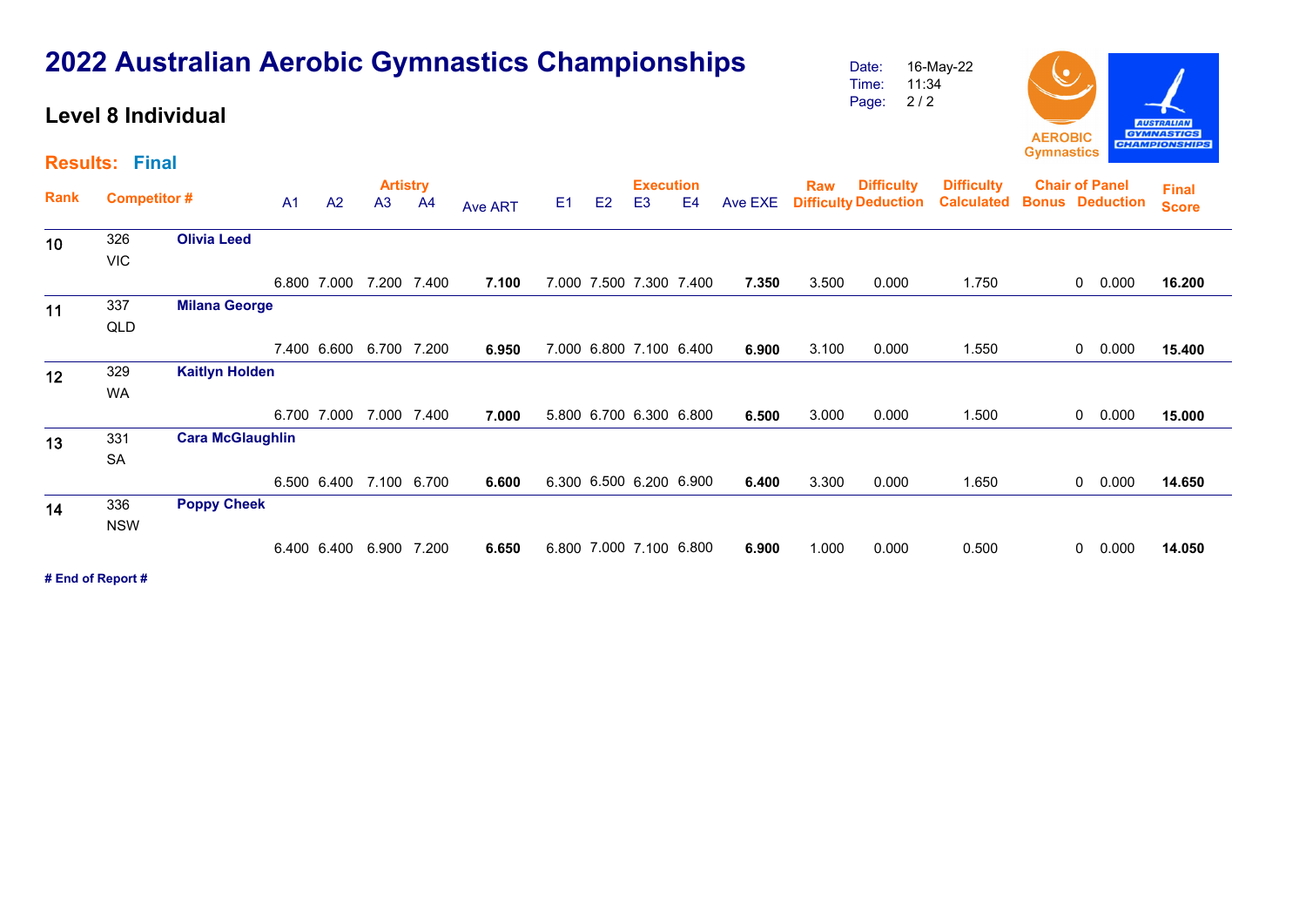# 2022 Australian Aerobic Gymnastics Championships

## Level 8 Individual

Date: 16-May-22
Time: 11:34

**Results: Final**

| Rank | Competitor # | | Artistry A1 | A2 | A3 | A4 | Ave ART | Execution E1 | E2 | E3 | E4 | Ave EXE | Raw Difficulty | Difficulty Deduction | Difficulty Calculated | Chair of Panel Bonus | Deduction | Final Score |
|---|---|---|---|---|---|---|---|---|---|---|---|---|---|---|---|---|---|---|
| 10 | 326 VIC | **Olivia Leed** | 6.800 | 7.000 | 7.200 | 7.400 | **7.100** | 7.000 | 7.500 | 7.300 | 7.400 | **7.350** | 3.500 | 0.000 | 1.750 | 0 | 0.000 | **16.200** |
| 11 | 337 QLD | **Milana George** | 7.400 | 6.600 | 6.700 | 7.200 | **6.950** | 7.000 | 6.800 | 7.100 | 6.400 | **6.900** | 3.100 | 0.000 | 1.550 | 0 | 0.000 | **15.400** |
| 12 | 329 WA | **Kaitlyn Holden** | 6.700 | 7.000 | 7.000 | 7.400 | **7.000** | 5.800 | 6.700 | 6.300 | 6.800 | **6.500** | 3.000 | 0.000 | 1.500 | 0 | 0.000 | **15.000** |
| 13 | 331 SA | **Cara McGlaughlin** | 6.500 | 6.400 | 7.100 | 6.700 | **6.600** | 6.300 | 6.500 | 6.200 | 6.900 | **6.400** | 3.300 | 0.000 | 1.650 | 0 | 0.000 | **14.650** |
| 14 | 336 NSW | **Poppy Cheek** | 6.400 | 6.400 | 6.900 | 7.200 | **6.650** | 6.800 | 7.000 | 7.100 | 6.800 | **6.900** | 1.000 | 0.000 | 0.500 | 0 | 0.000 | **14.050** |

**# End of Report #**